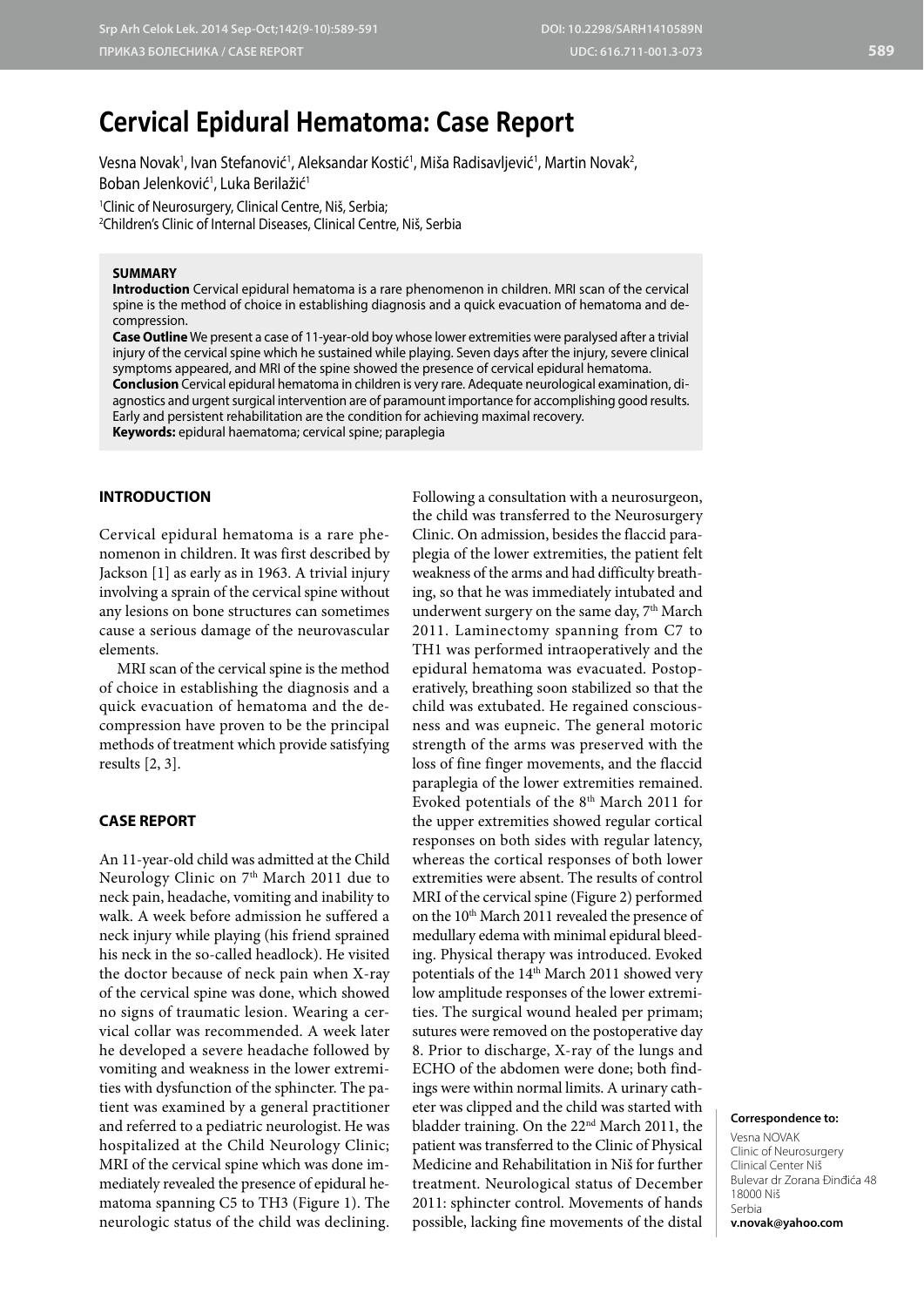# Cervical Epidural Hematoma: Case Report

Vesna Novak[1], Ivan Stefanović[1], Aleksandar Kostić[1], Miša Radisavljević[1], Martin Novak[2], Boban Jelenković[1], Luka Berilažić[1]

[1]Clinic of Neurosurgery, Clinical Centre, Niš, Serbia;
[2]Children's Clinic of Internal Diseases, Clinical Centre, Niš, Serbia

**SUMMARY**

**Introduction** Cervical epidural hematoma is a rare phenomenon in children. MRI scan of the cervical spine is the method of choice in establishing diagnosis and a quick evacuation of hematoma and decompression.

**Case Outline** We present a case of 11-year-old boy whose lower extremities were paralysed after a trivial injury of the cervical spine which he sustained while playing. Seven days after the injury, severe clinical symptoms appeared, and MRI of the spine showed the presence of cervical epidural hematoma.

**Conclusion** Cervical epidural hematoma in children is very rare. Adequate neurological examination, diagnostics and urgent surgical intervention are of paramount importance for accomplishing good results. Early and persistent rehabilitation are the condition for achieving maximal recovery.

**Keywords:** epidural haematoma; cervical spine; paraplegia

## INTRODUCTION

Cervical epidural hematoma is a rare phenomenon in children. It was first described by Jackson [1] as early as in 1963. A trivial injury involving a sprain of the cervical spine without any lesions on bone structures can sometimes cause a serious damage of the neurovascular elements.

MRI scan of the cervical spine is the method of choice in establishing the diagnosis and a quick evacuation of hematoma and the decompression have proven to be the principal methods of treatment which provide satisfying results [2, 3].

## CASE REPORT

An 11-year-old child was admitted at the Child Neurology Clinic on 7th March 2011 due to neck pain, headache, vomiting and inability to walk. A week before admission he suffered a neck injury while playing (his friend sprained his neck in the so-called headlock). He visited the doctor because of neck pain when X-ray of the cervical spine was done, which showed no signs of traumatic lesion. Wearing a cervical collar was recommended. A week later he developed a severe headache followed by vomiting and weakness in the lower extremities with dysfunction of the sphincter. The patient was examined by a general practitioner and referred to a pediatric neurologist. He was hospitalized at the Child Neurology Clinic; MRI of the cervical spine which was done immediately revealed the presence of epidural hematoma spanning C5 to TH3 (Figure 1). The neurologic status of the child was declining. Following a consultation with a neurosurgeon, the child was transferred to the Neurosurgery Clinic. On admission, besides the flaccid paraplegia of the lower extremities, the patient felt weakness of the arms and had difficulty breathing, so that he was immediately intubated and underwent surgery on the same day, 7th March 2011. Laminectomy spanning from C7 to TH1 was performed intraoperatively and the epidural hematoma was evacuated. Postoperatively, breathing soon stabilized so that the child was extubated. He regained consciousness and was eupneic. The general motoric strength of the arms was preserved with the loss of fine finger movements, and the flaccid paraplegia of the lower extremities remained. Evoked potentials of the 8th March 2011 for the upper extremities showed regular cortical responses on both sides with regular latency, whereas the cortical responses of both lower extremities were absent. The results of control MRI of the cervical spine (Figure 2) performed on the 10th March 2011 revealed the presence of medullary edema with minimal epidural bleeding. Physical therapy was introduced. Evoked potentials of the 14th March 2011 showed very low amplitude responses of the lower extremities. The surgical wound healed per primam; sutures were removed on the postoperative day 8. Prior to discharge, X-ray of the lungs and ECHO of the abdomen were done; both findings were within normal limits. A urinary catheter was clipped and the child was started with bladder training. On the 22nd March 2011, the patient was transferred to the Clinic of Physical Medicine and Rehabilitation in Niš for further treatment. Neurological status of December 2011: sphincter control. Movements of hands possible, lacking fine movements of the distal

**Correspondence to:**
Vesna NOVAK
Clinic of Neurosurgery
Clinical Center Niš
Bulevar dr Zorana Đinđića 48
18000 Niš
Serbia
**v.novak@yahoo.com**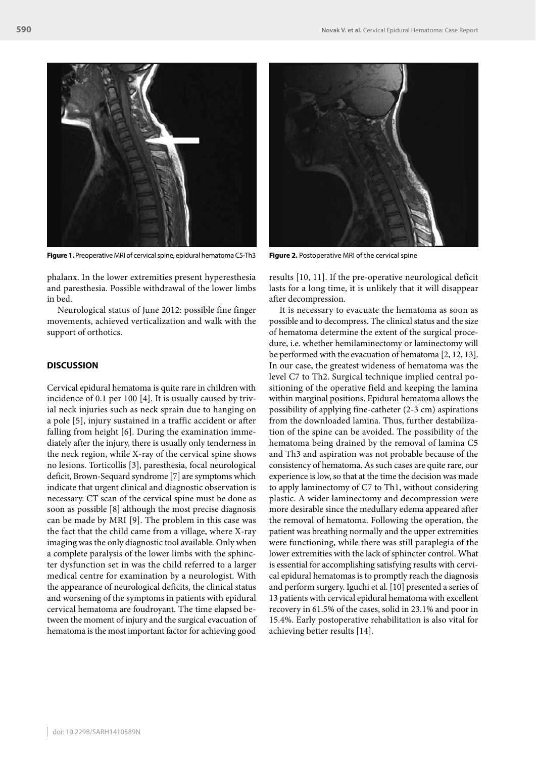Figure 1. Preoperative MRI of cervical spine, epidural hematoma C5-Th3

Figure 2. Postoperative MRI of the cervical spine

phalanx. In the lower extremities present hyperesthesia and paresthesia. Possible withdrawal of the lower limbs in bed.

Neurological status of June 2012: possible fine finger movements, achieved verticalization and walk with the support of orthotics.

## DISCUSSION

Cervical epidural hematoma is quite rare in children with incidence of 0.1 per 100 [4]. It is usually caused by trivial neck injuries such as neck sprain due to hanging on a pole [5], injury sustained in a traffic accident or after falling from height [6]. During the examination immediately after the injury, there is usually only tenderness in the neck region, while X-ray of the cervical spine shows no lesions. Torticollis [3], paresthesia, focal neurological deficit, Brown-Sequard syndrome [7] are symptoms which indicate that urgent clinical and diagnostic observation is necessary. CT scan of the cervical spine must be done as soon as possible [8] although the most precise diagnosis can be made by MRI [9]. The problem in this case was the fact that the child came from a village, where X-ray imaging was the only diagnostic tool available. Only when a complete paralysis of the lower limbs with the sphincter dysfunction set in was the child referred to a larger medical centre for examination by a neurologist. With the appearance of neurological deficits, the clinical status and worsening of the symptoms in patients with epidural cervical hematoma are foudroyant. The time elapsed between the moment of injury and the surgical evacuation of hematoma is the most important factor for achieving good results [10, 11]. If the pre-operative neurological deficit lasts for a long time, it is unlikely that it will disappear after decompression.

It is necessary to evacuate the hematoma as soon as possible and to decompress. The clinical status and the size of hematoma determine the extent of the surgical procedure, i.e. whether hemilaminectomy or laminectomy will be performed with the evacuation of hematoma [2, 12, 13]. In our case, the greatest wideness of hematoma was the level C7 to Th2. Surgical technique implied central positioning of the operative field and keeping the lamina within marginal positions. Epidural hematoma allows the possibility of applying fine-catheter (2-3 cm) aspirations from the downloaded lamina. Thus, further destabilization of the spine can be avoided. The possibility of the hematoma being drained by the removal of lamina C5 and Th3 and aspiration was not probable because of the consistency of hematoma. As such cases are quite rare, our experience is low, so that at the time the decision was made to apply laminectomy of C7 to Th1, without considering plastic. A wider laminectomy and decompression were more desirable since the medullary edema appeared after the removal of hematoma. Following the operation, the patient was breathing normally and the upper extremities were functioning, while there was still paraplegia of the lower extremities with the lack of sphincter control. What is essential for accomplishing satisfying results with cervical epidural hematomas is to promptly reach the diagnosis and perform surgery. Iguchi et al. [10] presented a series of 13 patients with cervical epidural hematoma with excellent recovery in 61.5% of the cases, solid in 23.1% and poor in 15.4%. Early postoperative rehabilitation is also vital for achieving better results [14].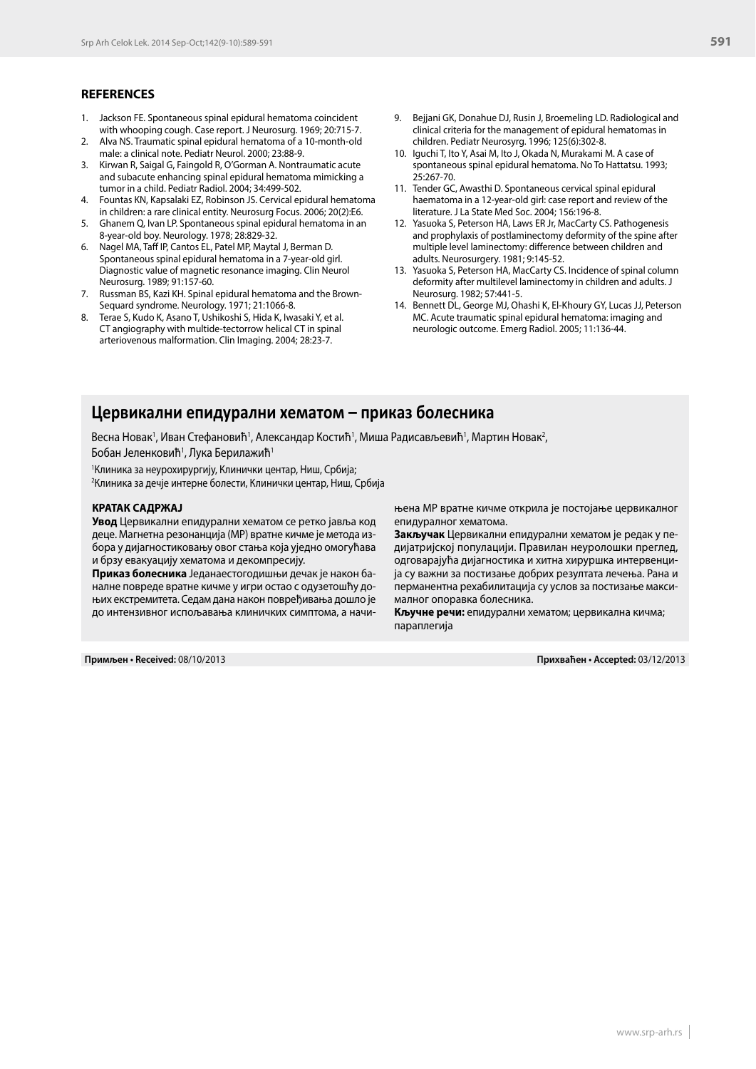## REFERENCES

1. Jackson FE. Spontaneous spinal epidural hematoma coincident with whooping cough. Case report. J Neurosurg. 1969; 20:715-7.
2. Alva NS. Traumatic spinal epidural hematoma of a 10-month-old male: a clinical note. Pediatr Neurol. 2000; 23:88-9.
3. Kirwan R, Saigal G, Faingold R, O'Gorman A. Nontraumatic acute and subacute enhancing spinal epidural hematoma mimicking a tumor in a child. Pediatr Radiol. 2004; 34:499-502.
4. Fountas KN, Kapsalaki EZ, Robinson JS. Cervical epidural hematoma in children: a rare clinical entity. Neurosurg Focus. 2006; 20(2):E6.
5. Ghanem Q, Ivan LP. Spontaneous spinal epidural hematoma in an 8-year-old boy. Neurology. 1978; 28:829-32.
6. Nagel MA, Taff IP, Cantos EL, Patel MP, Maytal J, Berman D. Spontaneous spinal epidural hematoma in a 7-year-old girl. Diagnostic value of magnetic resonance imaging. Clin Neurol Neurosurg. 1989; 91:157-60.
7. Russman BS, Kazi KH. Spinal epidural hematoma and the Brown-Sequard syndrome. Neurology. 1971; 21:1066-8.
8. Terae S, Kudo K, Asano T, Ushikoshi S, Hida K, Iwasaki Y, et al. CT angiography with multide-tectorrow helical CT in spinal arteriovenous malformation. Clin Imaging. 2004; 28:23-7.
9. Bejjani GK, Donahue DJ, Rusin J, Broemeling LD. Radiological and clinical criteria for the management of epidural hematomas in children. Pediatr Neurosyrg. 1996; 125(6):302-8.
10. Iguchi T, Ito Y, Asai M, Ito J, Okada N, Murakami M. A case of spontaneous spinal epidural hematoma. No To Hattatsu. 1993; 25:267-70.
11. Tender GC, Awasthi D. Spontaneous cervical spinal epidural haematoma in a 12-year-old girl: case report and review of the literature. J La State Med Soc. 2004; 156:196-8.
12. Yasuoka S, Peterson HA, Laws ER Jr, MacCarty CS. Pathogenesis and prophylaxis of postlaminectomy deformity of the spine after multiple level laminectomy: difference between children and adults. Neurosurgery. 1981; 9:145-52.
13. Yasuoka S, Peterson HA, MacCarty CS. Incidence of spinal column deformity after multilevel laminectomy in children and adults. J Neurosurg. 1982; 57:441-5.
14. Bennett DL, George MJ, Ohashi K, El-Khoury GY, Lucas JJ, Peterson MC. Acute traumatic spinal epidural hematoma: imaging and neurologic outcome. Emerg Radiol. 2005; 11:136-44.

## Цервикални епидурални хематом – приказ болесника

Весна Новак[1], Иван Стефановић[1], Александар Костић[1], Миша Радисављевић[1], Мартин Новак[2], Бобан Јеленковић[1], Лука Берилажић[1]

[1]Клиника за неурохирургију, Клинички центар, Ниш, Србија;
[2]Клиника за дечје интерне болести, Клинички центар, Ниш, Србија

### КРАТАК САДРЖАЈ

**Увод** Цервикални епидурални хематом се ретко јавља код деце. Магнетна резонанција (МР) вратне кичме је метода избора у дијагностиковању овог стања која уједно омогућава и брзу евакуацију хематома и декомпресију.

**Приказ болесника** Једанаестогодишњи дечак је након баналне повреде вратне кичме у игри остао с одузетошћу доњих екстремитета. Седам дана након повређивања дошло је до интензивног испољавања клиничких симптома, а начињена МР вратне кичме открила је постојање цервикалног епидуралног хематома.

**Закључак** Цервикални епидурални хематом је редак у педијатријској популацији. Правилан неуролошки преглед, одговарајућа дијагностика и хитна хируршка интервенција су важни за постизање добрих резултата лечења. Рана и перманентна рехабилитација су услов за постизање максималног оправка болесника.

**Кључне речи:** епидурални хематом; цервикална кичма; параплегија

**Примљен • Received:** 08/10/2013 **Прихваћен • Accepted:** 03/12/2013